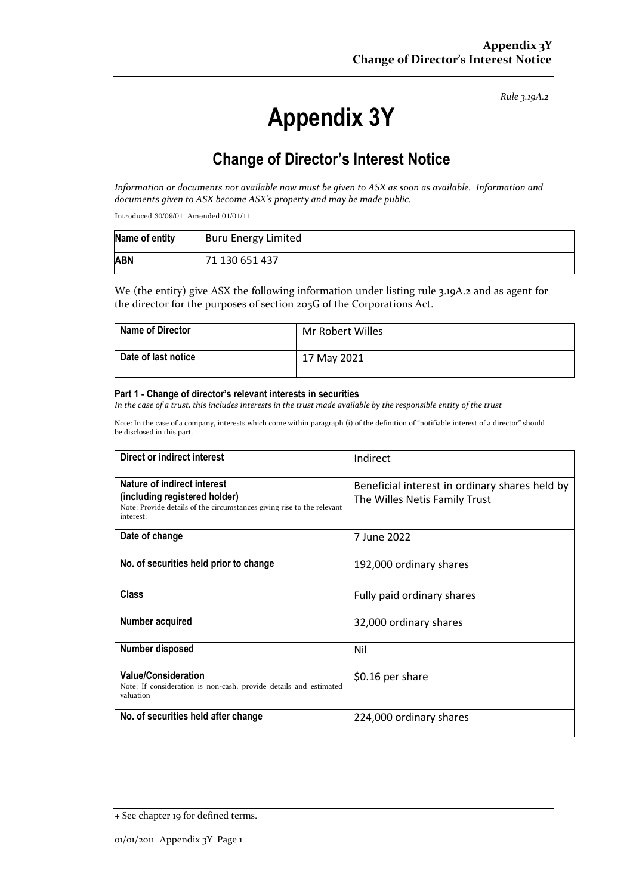*Rule 3.19A.2*

# Appendix 3Y

## Change of Director's Interest Notice

*Information or documents not available now must be given to ASX as soon as available. Information and documents given to ASX become ASX's property and may be made public.*

Introduced 30/09/01 Amended 01/01/11

| **Name of entity** | Buru Energy Limited |
|---|---|
| **ABN** | 71 130 651 437 |

We (the entity) give ASX the following information under listing rule 3.19A.2 and as agent for the director for the purposes of section 205G of the Corporations Act.

| **Name of Director** | Mr Robert Willes |
|---|---|
| **Date of last notice** | 17 May 2021 |

#### Part 1 - Change of director's relevant interests in securities

*In the case of a trust, this includes interests in the trust made available by the responsible entity of the trust*

Note: In the case of a company, interests which come within paragraph (i) of the definition of "notifiable interest of a director" should be disclosed in this part.

| **Direct or indirect interest** | Indirect |
|---|---|
| **Nature of indirect interest (including registered holder)**<br>Note: Provide details of the circumstances giving rise to the relevant interest. | Beneficial interest in ordinary shares held by The Willes Netis Family Trust |
| **Date of change** | 7 June 2022 |
| **No. of securities held prior to change** | 192,000 ordinary shares |
| **Class** | Fully paid ordinary shares |
| **Number acquired** | 32,000 ordinary shares |
| **Number disposed** | Nil |
| **Value/Consideration**<br>Note: If consideration is non-cash, provide details and estimated valuation | $0.16 per share |
| **No. of securities held after change** | 224,000 ordinary shares |

+ See chapter 19 for defined terms.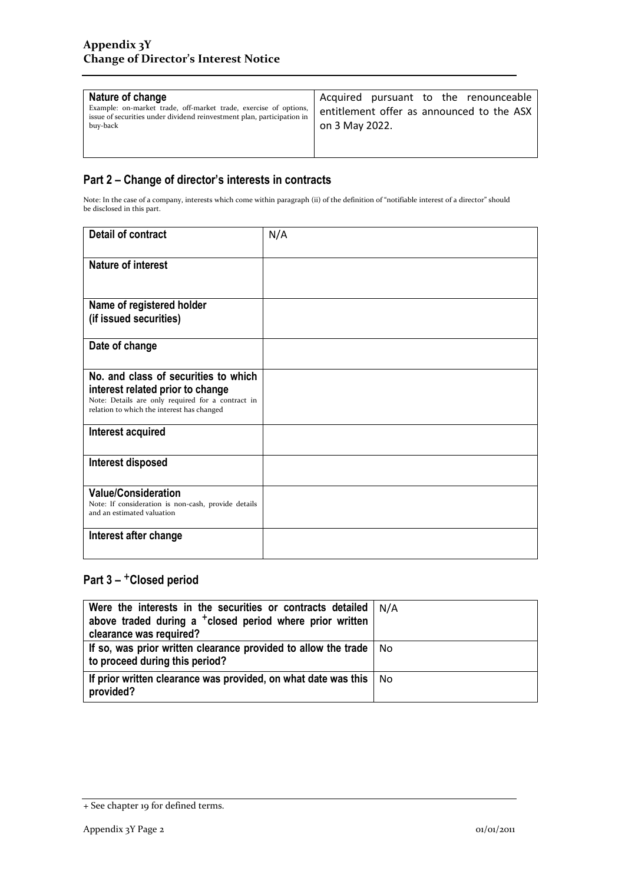| | |
|---|---|
| **Nature of change**<br>Example: on-market trade, off-market trade, exercise of options, issue of securities under dividend reinvestment plan, participation in buy-back | Acquired pursuant to the renounceable entitlement offer as announced to the ASX on 3 May 2022. |

## Part 2 – Change of director's interests in contracts

Note: In the case of a company, interests which come within paragraph (ii) of the definition of "notifiable interest of a director" should be disclosed in this part.

| | |
|---|---|
| **Detail of contract** | N/A |
| **Nature of interest** | |
| **Name of registered holder (if issued securities)** | |
| **Date of change** | |
| **No. and class of securities to which interest related prior to change**<br>Note: Details are only required for a contract in relation to which the interest has changed | |
| **Interest acquired** | |
| **Interest disposed** | |
| **Value/Consideration**<br>Note: If consideration is non-cash, provide details and an estimated valuation | |
| **Interest after change** | |

## Part 3 – +Closed period

| | |
|---|---|
| **Were the interests in the securities or contracts detailed above traded during a +closed period where prior written clearance was required?** | N/A |
| **If so, was prior written clearance provided to allow the trade to proceed during this period?** | No |
| **If prior written clearance was provided, on what date was this provided?** | No |

+ See chapter 19 for defined terms.